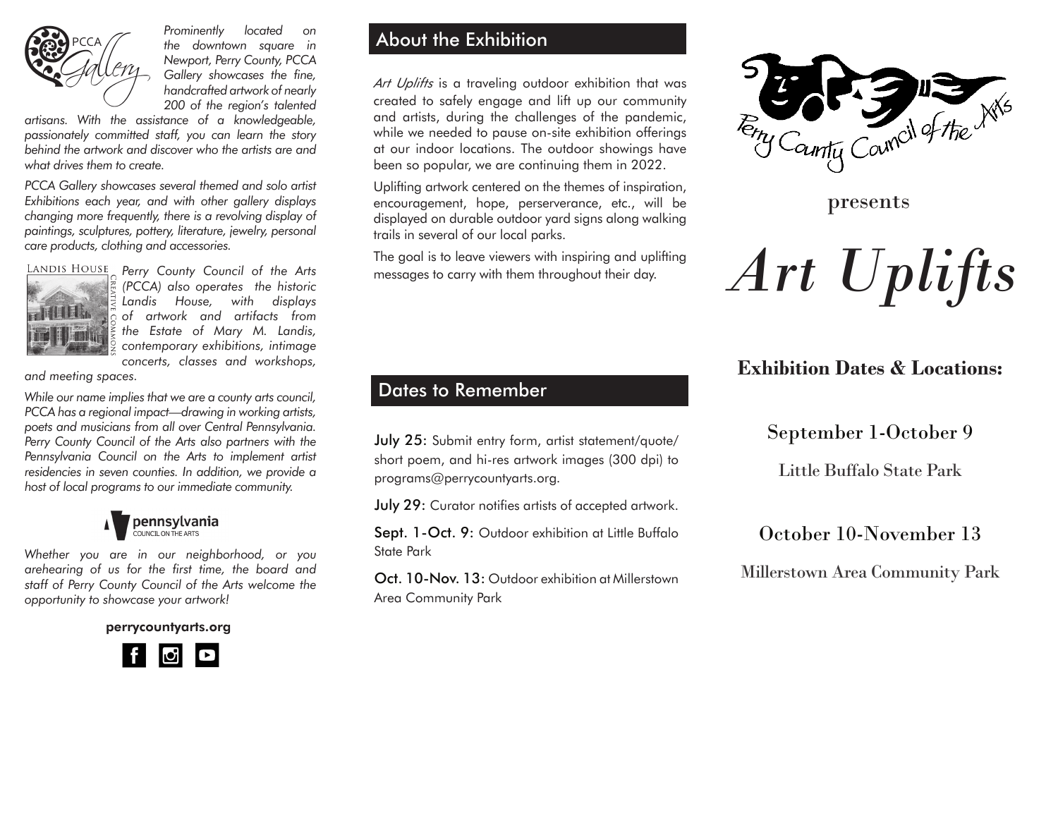PCCA Gallery

*Prominently located on the downtown square in Newport, Perry County, PCCA Gallery showcases the fine, handcrafted artwork of nearly 200 of the region's talented artisans. With the assistance of a knowledgeable, passionately committed staff, you can learn the story behind the artwork and discover who the artists are and what drives them to create.*

*PCCA Gallery showcases several themed and solo artist Exhibitions each year, and with other gallery displays changing more frequently, there is a revolving display of paintings, sculptures, pottery, literature, jewelry, personal care products, clothing and accessories.*

LANDIS HOUSE

CREATIVE COMMONS

*Perry County Council of the Arts (PCCA) also operates the historic Landis House, with displays of artwork and artifacts from the Estate of Mary M. Landis, contemporary exhibitions, intimage concerts, classes and workshops, and meeting spaces.*

*While our name implies that we are a county arts council, PCCA has a regional impact—drawing in working artists, poets and musicians from all over Central Pennsylvania. Perry County Council of the Arts also partners with the Pennsylvania Council on the Arts to implement artist residencies in seven counties. In addition, we provide a host of local programs to our immediate community.*

pennsylvania
COUNCIL ON THE ARTS

*Whether you are in our neighborhood, or you arehearing of us for the first time, the board and staff of Perry County Council of the Arts welcome the opportunity to showcase your artwork!*

**perrycountyarts.org**

## About the Exhibition

*Art Uplifts* is a traveling outdoor exhibition that was created to safely engage and lift up our community and artists, during the challenges of the pandemic, while we needed to pause on-site exhibition offerings at our indoor locations. The outdoor showings have been so popular, we are continuing them in 2022.

Uplifting artwork centered on the themes of inspiration, encouragement, hope, perserverance, etc., will be displayed on durable outdoor yard signs along walking trails in several of our local parks.

The goal is to leave viewers with inspiring and uplifting messages to carry with them throughout their day.

## Dates to Remember

July 25: Submit entry form, artist statement/quote/ short poem, and hi-res artwork images (300 dpi) to programs@perrycountyarts.org.

July 29: Curator notifies artists of accepted artwork.

Sept. 1-Oct. 9: Outdoor exhibition at Little Buffalo State Park

Oct. 10-Nov. 13: Outdoor exhibition at Millerstown Area Community Park

Perry County Council of the Arts

presents

# *Art Uplifts*

### Exhibition Dates & Locations:

September 1-October 9

Little Buffalo State Park

October 10-November 13

Millerstown Area Community Park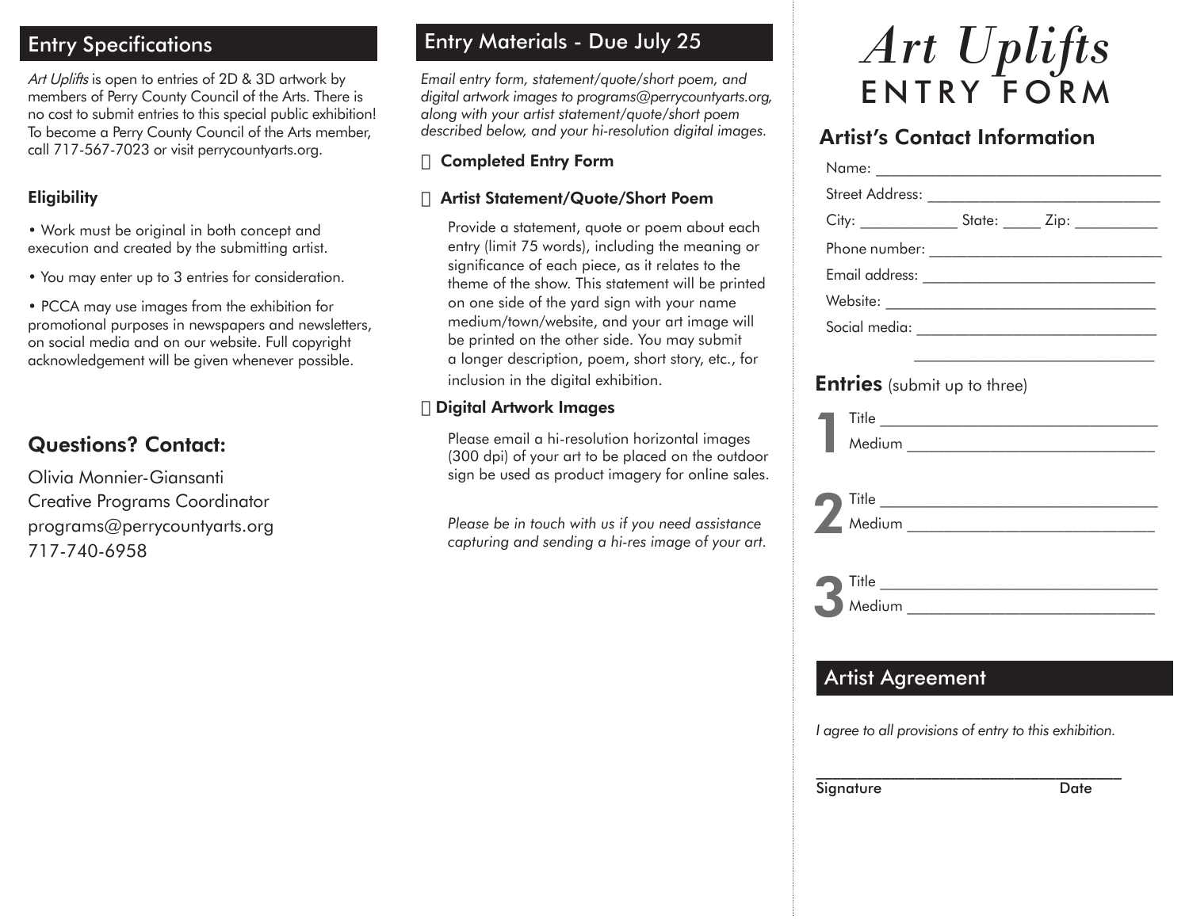## Entry Specifications

*Art Uplifts* is open to entries of 2D & 3D artwork by members of Perry County Council of the Arts. There is no cost to submit entries to this special public exhibition! To become a Perry County Council of the Arts member, call 717-567-7023 or visit perrycountyarts.org.

### Eligibility

- Work must be original in both concept and execution and created by the submitting artist.
- You may enter up to 3 entries for consideration.
- PCCA may use images from the exhibition for promotional purposes in newspapers and newsletters, on social media and on our website. Full copyright acknowledgement will be given whenever possible.

### Questions? Contact:

Olivia Monnier-Giansanti
Creative Programs Coordinator
programs@perrycountyarts.org
717-740-6958

## Entry Materials - Due July 25

*Email entry form, statement/quote/short poem, and digital artwork images to programs@perrycountyarts.org, along with your artist statement/quote/short poem described below, and your hi-resolution digital images.*

- [ ] **Completed Entry Form**
- [ ] **Artist Statement/Quote/Short Poem**

  Provide a statement, quote or poem about each entry (limit 75 words), including the meaning or significance of each piece, as it relates to the theme of the show. This statement will be printed on one side of the yard sign with your name medium/town/website, and your art image will be printed on the other side. You may submit a longer description, poem, short story, etc., for inclusion in the digital exhibition.

- [ ] **Digital Artwork Images**

  Please email a hi-resolution horizontal images (300 dpi) of your art to be placed on the outdoor sign be used as product imagery for online sales.

  *Please be in touch with us if you need assistance capturing and sending a hi-res image of your art.*

# *Art Uplifts* ENTRY FORM

## Artist's Contact Information

Name: ___________________________________

Street Address: ______________________________

City: ____________ State: _____ Zip: __________

Phone number: ______________________________

Email address: ______________________________

Website: ___________________________________

Social media: ______________________________

______________________________

## Entries (submit up to three)

**1**
Title ___________________________________
Medium _______________________________

**2**
Title ___________________________________
Medium _______________________________

**3**
Title ___________________________________
Medium _______________________________

## Artist Agreement

*I agree to all provisions of entry to this exhibition.*

_____________________________________
Signature Date